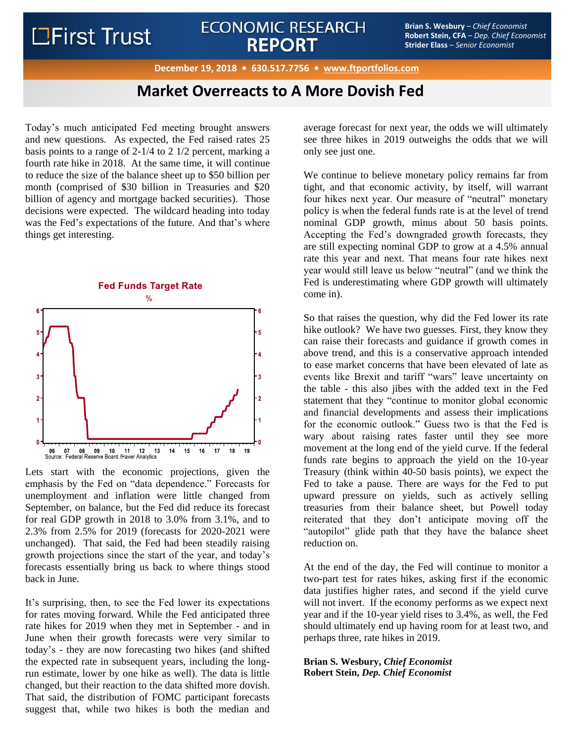First Trust

# ECONOMIC RESEARCH REPORT

**Brian S. Wesbury** – *Chief Economist*
**Robert Stein, CFA** – *Dep. Chief Economist*
**Strider Elass** – *Senior Economist*

December 19, 2018 • 630.517.7756 • www.ftportfolios.com

## Market Overreacts to A More Dovish Fed

Today's much anticipated Fed meeting brought answers and new questions. As expected, the Fed raised rates 25 basis points to a range of 2-1/4 to 2 1/2 percent, marking a fourth rate hike in 2018. At the same time, it will continue to reduce the size of the balance sheet up to $50 billion per month (comprised of $30 billion in Treasuries and $20 billion of agency and mortgage backed securities). Those decisions were expected. The wildcard heading into today was the Fed's expectations of the future. And that's where things get interesting.

**Fed Funds Target Rate**
%

Source: Federal Reserve Board /Haver Analytics

Lets start with the economic projections, given the emphasis by the Fed on "data dependence." Forecasts for unemployment and inflation were little changed from September, on balance, but the Fed did reduce its forecast for real GDP growth in 2018 to 3.0% from 3.1%, and to 2.3% from 2.5% for 2019 (forecasts for 2020-2021 were unchanged). That said, the Fed had been steadily raising growth projections since the start of the year, and today's forecasts essentially bring us back to where things stood back in June.

It's surprising, then, to see the Fed lower its expectations for rates moving forward. While the Fed anticipated three rate hikes for 2019 when they met in September - and in June when their growth forecasts were very similar to today's - they are now forecasting two hikes (and shifted the expected rate in subsequent years, including the long-run estimate, lower by one hike as well). The data is little changed, but their reaction to the data shifted more dovish. That said, the distribution of FOMC participant forecasts suggest that, while two hikes is both the median and average forecast for next year, the odds we will ultimately see three hikes in 2019 outweighs the odds that we will only see just one.

We continue to believe monetary policy remains far from tight, and that economic activity, by itself, will warrant four hikes next year. Our measure of "neutral" monetary policy is when the federal funds rate is at the level of trend nominal GDP growth, minus about 50 basis points. Accepting the Fed's downgraded growth forecasts, they are still expecting nominal GDP to grow at a 4.5% annual rate this year and next. That means four rate hikes next year would still leave us below "neutral" (and we think the Fed is underestimating where GDP growth will ultimately come in).

So that raises the question, why did the Fed lower its rate hike outlook? We have two guesses. First, they know they can raise their forecasts and guidance if growth comes in above trend, and this is a conservative approach intended to ease market concerns that have been elevated of late as events like Brexit and tariff "wars" leave uncertainty on the table - this also jibes with the added text in the Fed statement that they "continue to monitor global economic and financial developments and assess their implications for the economic outlook." Guess two is that the Fed is wary about raising rates faster until they see more movement at the long end of the yield curve. If the federal funds rate begins to approach the yield on the 10-year Treasury (think within 40-50 basis points), we expect the Fed to take a pause. There are ways for the Fed to put upward pressure on yields, such as actively selling treasuries from their balance sheet, but Powell today reiterated that they don't anticipate moving off the "autopilot" glide path that they have the balance sheet reduction on.

At the end of the day, the Fed will continue to monitor a two-part test for rates hikes, asking first if the economic data justifies higher rates, and second if the yield curve will not invert. If the economy performs as we expect next year and if the 10-year yield rises to 3.4%, as well, the Fed should ultimately end up having room for at least two, and perhaps three, rate hikes in 2019.

**Brian S. Wesbury,** ***Chief Economist***
**Robert Stein,** ***Dep. Chief Economist***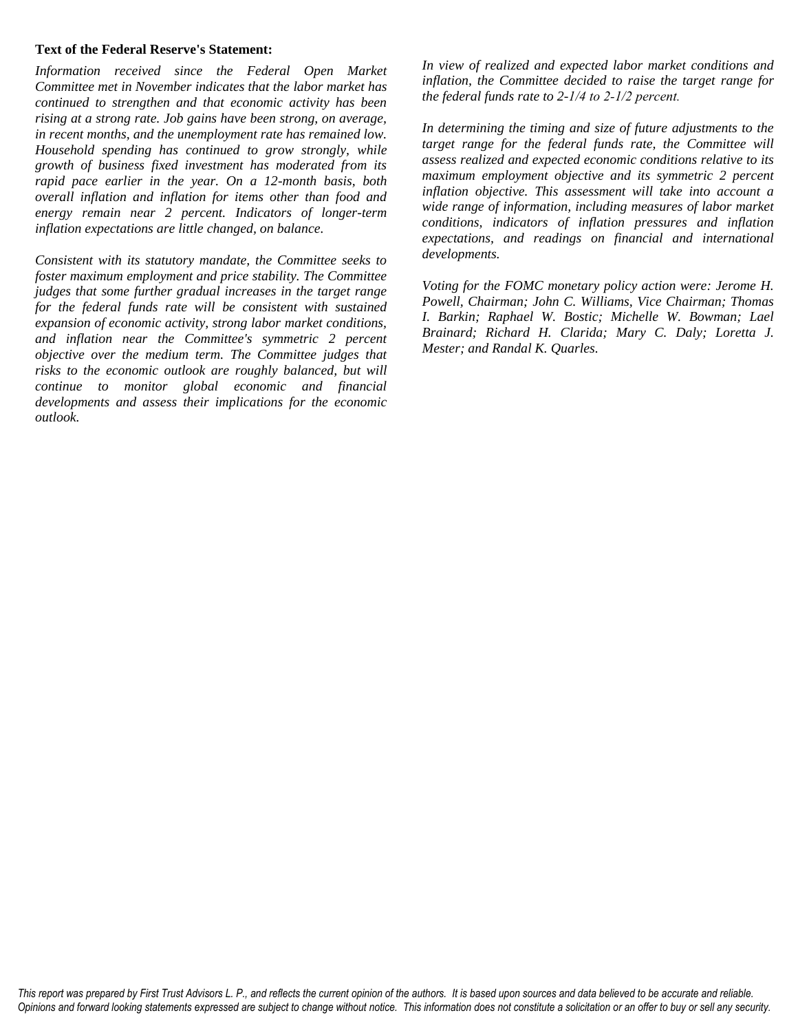**Text of the Federal Reserve's Statement:**

*Information received since the Federal Open Market Committee met in November indicates that the labor market has continued to strengthen and that economic activity has been rising at a strong rate. Job gains have been strong, on average, in recent months, and the unemployment rate has remained low. Household spending has continued to grow strongly, while growth of business fixed investment has moderated from its rapid pace earlier in the year. On a 12-month basis, both overall inflation and inflation for items other than food and energy remain near 2 percent. Indicators of longer-term inflation expectations are little changed, on balance.*

*Consistent with its statutory mandate, the Committee seeks to foster maximum employment and price stability. The Committee judges that some further gradual increases in the target range for the federal funds rate will be consistent with sustained expansion of economic activity, strong labor market conditions, and inflation near the Committee's symmetric 2 percent objective over the medium term. The Committee judges that risks to the economic outlook are roughly balanced, but will continue to monitor global economic and financial developments and assess their implications for the economic outlook.*

*In view of realized and expected labor market conditions and inflation, the Committee decided to raise the target range for the federal funds rate to 2-1/4 to 2-1/2 percent.*

*In determining the timing and size of future adjustments to the target range for the federal funds rate, the Committee will assess realized and expected economic conditions relative to its maximum employment objective and its symmetric 2 percent inflation objective. This assessment will take into account a wide range of information, including measures of labor market conditions, indicators of inflation pressures and inflation expectations, and readings on financial and international developments.*

*Voting for the FOMC monetary policy action were: Jerome H. Powell, Chairman; John C. Williams, Vice Chairman; Thomas I. Barkin; Raphael W. Bostic; Michelle W. Bowman; Lael Brainard; Richard H. Clarida; Mary C. Daly; Loretta J. Mester; and Randal K. Quarles.*

*This report was prepared by First Trust Advisors L. P., and reflects the current opinion of the authors. It is based upon sources and data believed to be accurate and reliable. Opinions and forward looking statements expressed are subject to change without notice. This information does not constitute a solicitation or an offer to buy or sell any security.*